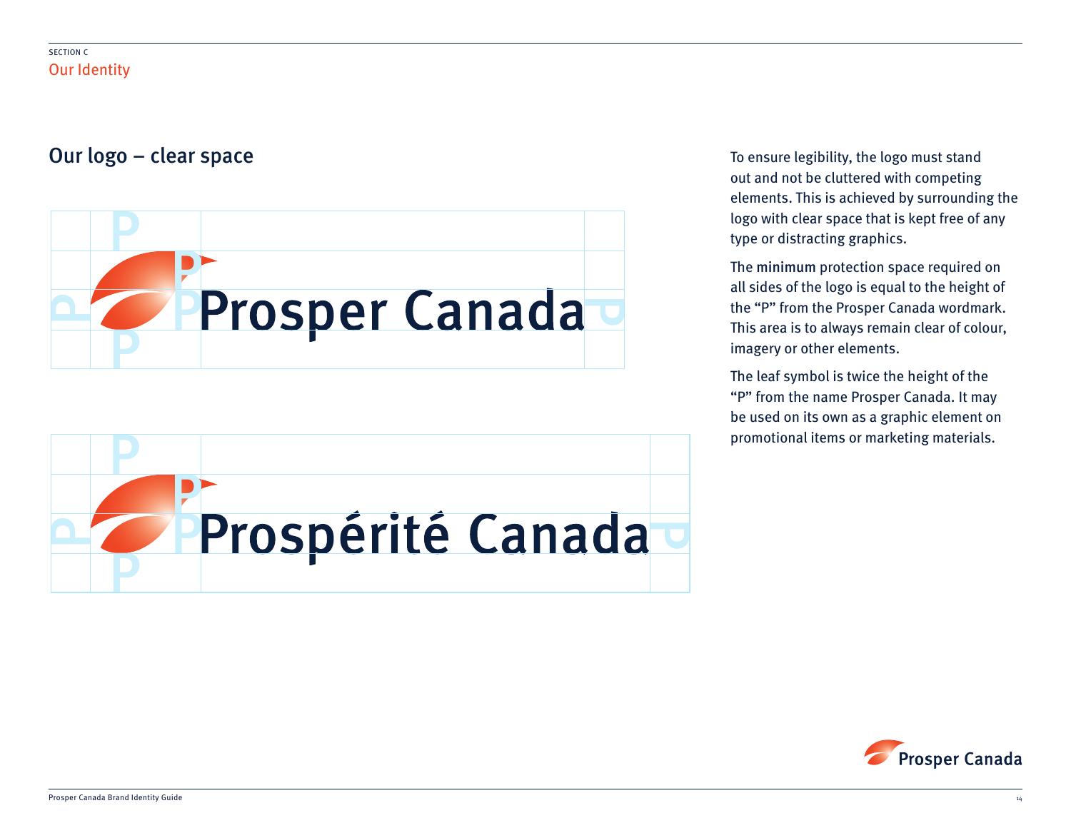SECTION C

Our Identity

## Our logo – clear space

To ensure legibility, the logo must stand out and not be cluttered with competing elements. This is achieved by surrounding the logo with clear space that is kept free of any type or distracting graphics.

The minimum protection space required on all sides of the logo is equal to the height of the "P" from the Prosper Canada wordmark. This area is to always remain clear of colour, imagery or other elements.

The leaf symbol is twice the height of the "P" from the name Prosper Canada. It may be used on its own as a graphic element on promotional items or marketing materials.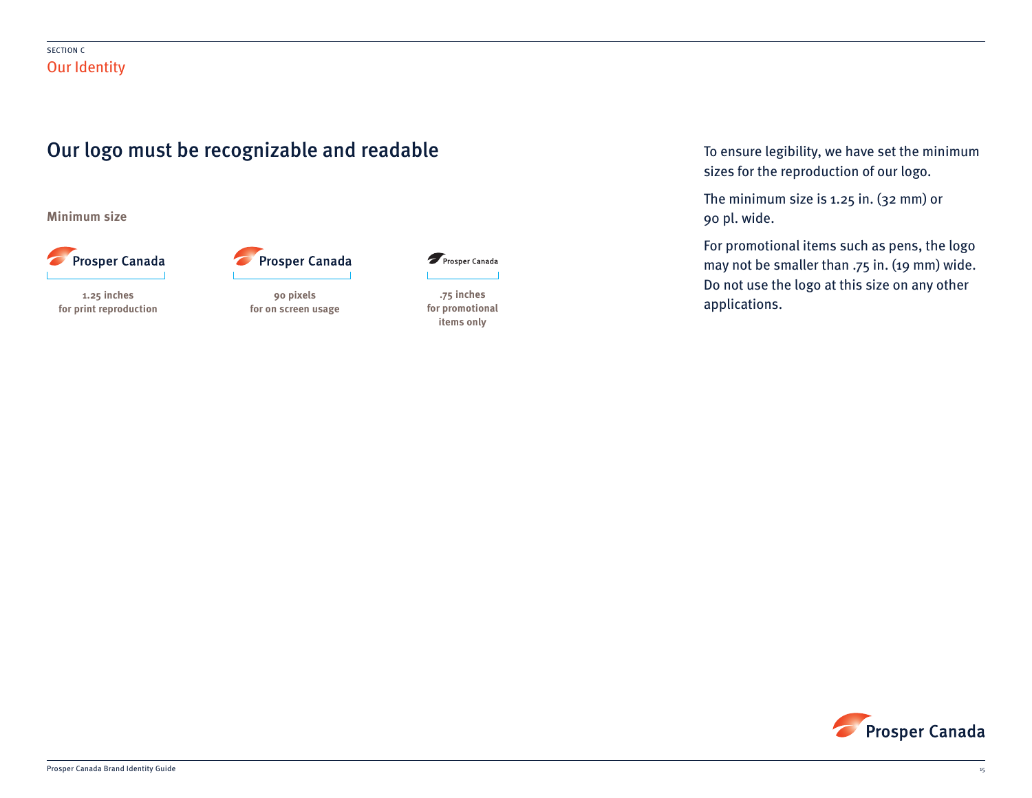SECTION C

Our Identity

# Our logo must be recognizable and readable

**Minimum size**

**1.25 inches for print reproduction**

**90 pixels for on screen usage**

**.75 inches for promotional items only**

To ensure legibility, we have set the minimum sizes for the reproduction of our logo.

The minimum size is 1.25 in. (32 mm) or 90 pl. wide.

For promotional items such as pens, the logo may not be smaller than .75 in. (19 mm) wide. Do not use the logo at this size on any other applications.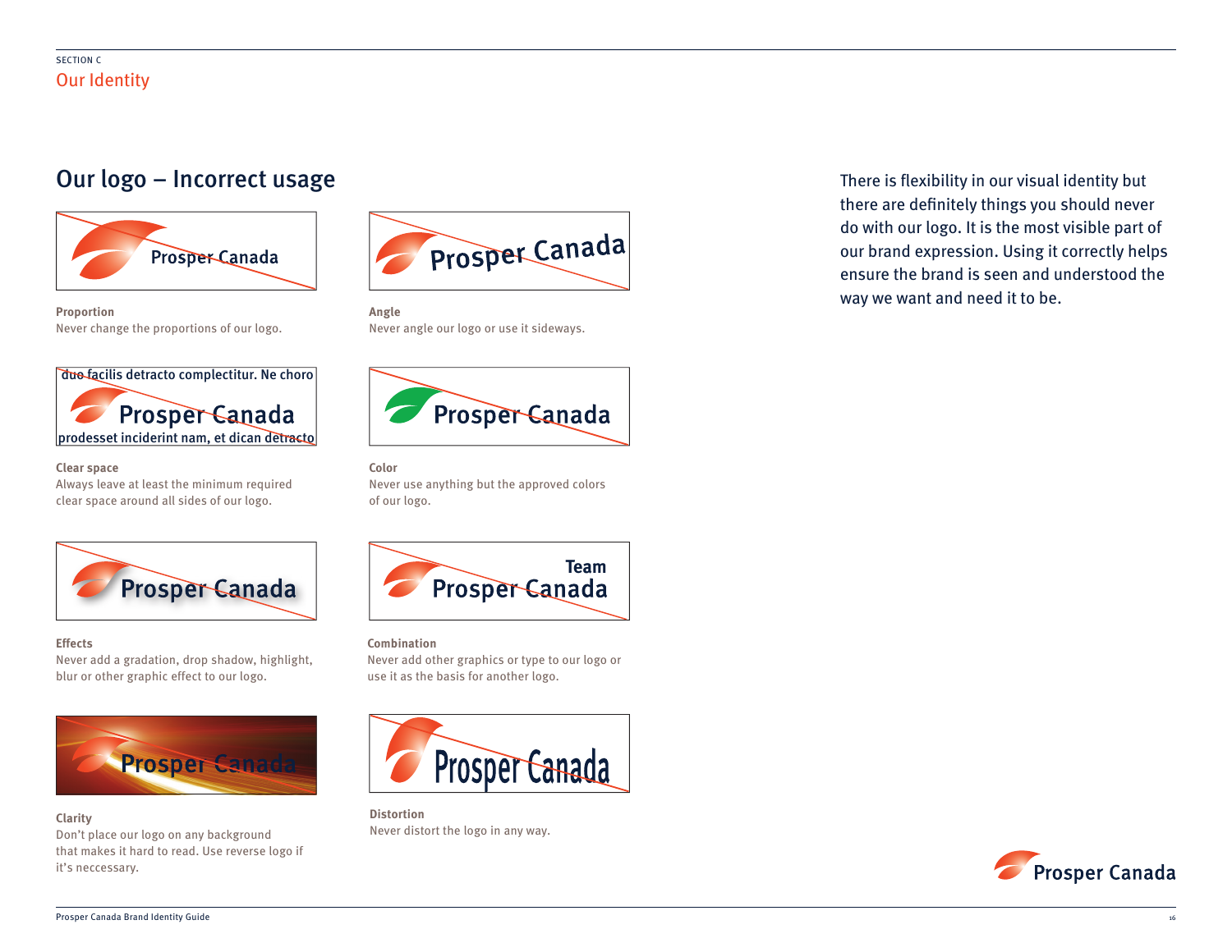SECTION C

Our Identity

## Our logo – Incorrect usage

There is flexibility in our visual identity but there are definitely things you should never do with our logo. It is the most visible part of our brand expression. Using it correctly helps ensure the brand is seen and understood the way we want and need it to be.

**Proportion**
Never change the proportions of our logo.

**Angle**
Never angle our logo or use it sideways.

**Clear space**
Always leave at least the minimum required clear space around all sides of our logo.

**Color**
Never use anything but the approved colors of our logo.

**Effects**
Never add a gradation, drop shadow, highlight, blur or other graphic effect to our logo.

**Combination**
Never add other graphics or type to our logo or use it as the basis for another logo.

**Clarity**
Don't place our logo on any background that makes it hard to read. Use reverse logo if it's neccessary.

**Distortion**
Never distort the logo in any way.